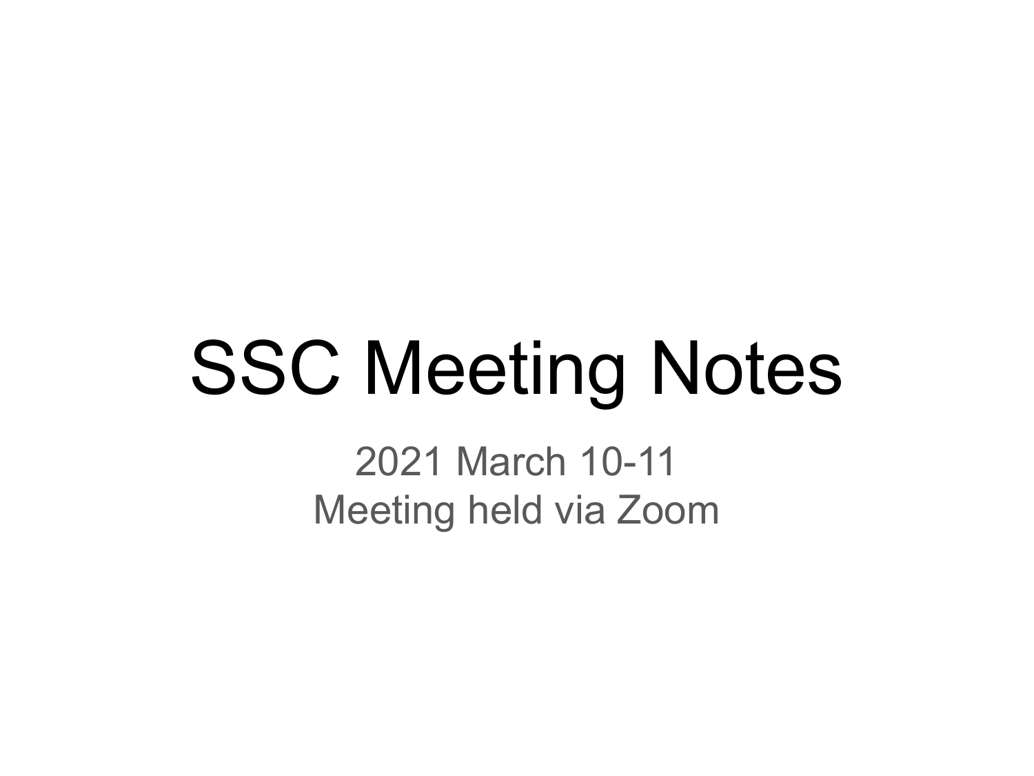# SSC Meeting Notes

2021 March 10-11
Meeting held via Zoom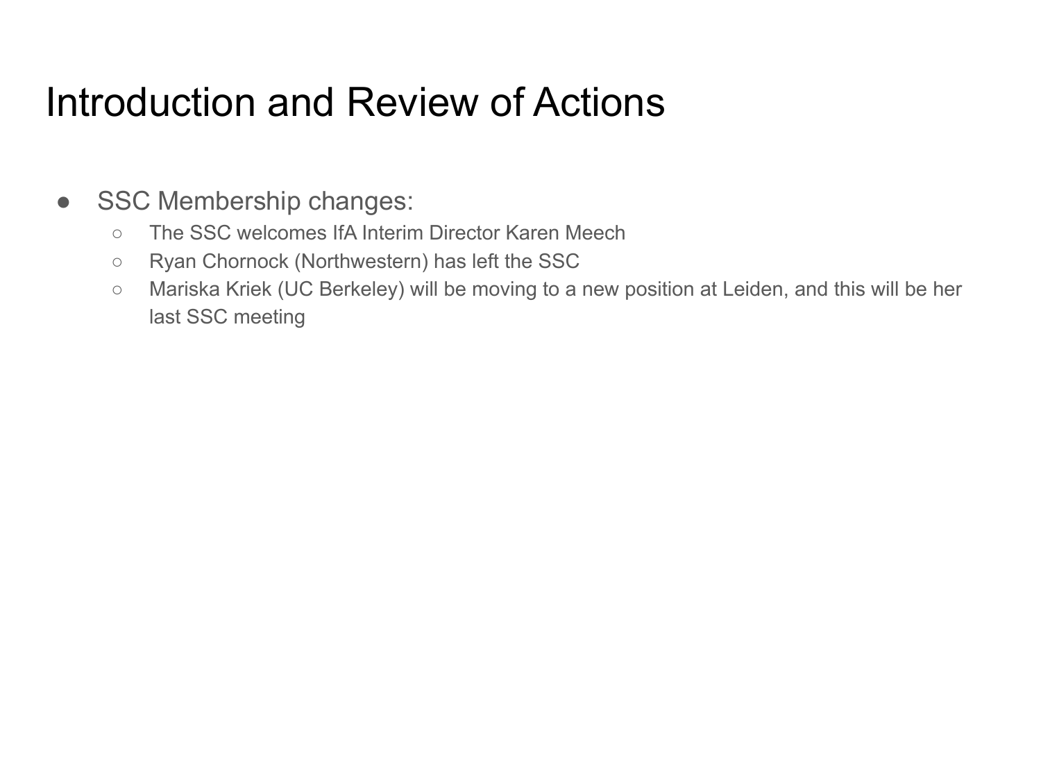# Introduction and Review of Actions

- SSC Membership changes:
  - The SSC welcomes IfA Interim Director Karen Meech
  - Ryan Chornock (Northwestern) has left the SSC
  - Mariska Kriek (UC Berkeley) will be moving to a new position at Leiden, and this will be her last SSC meeting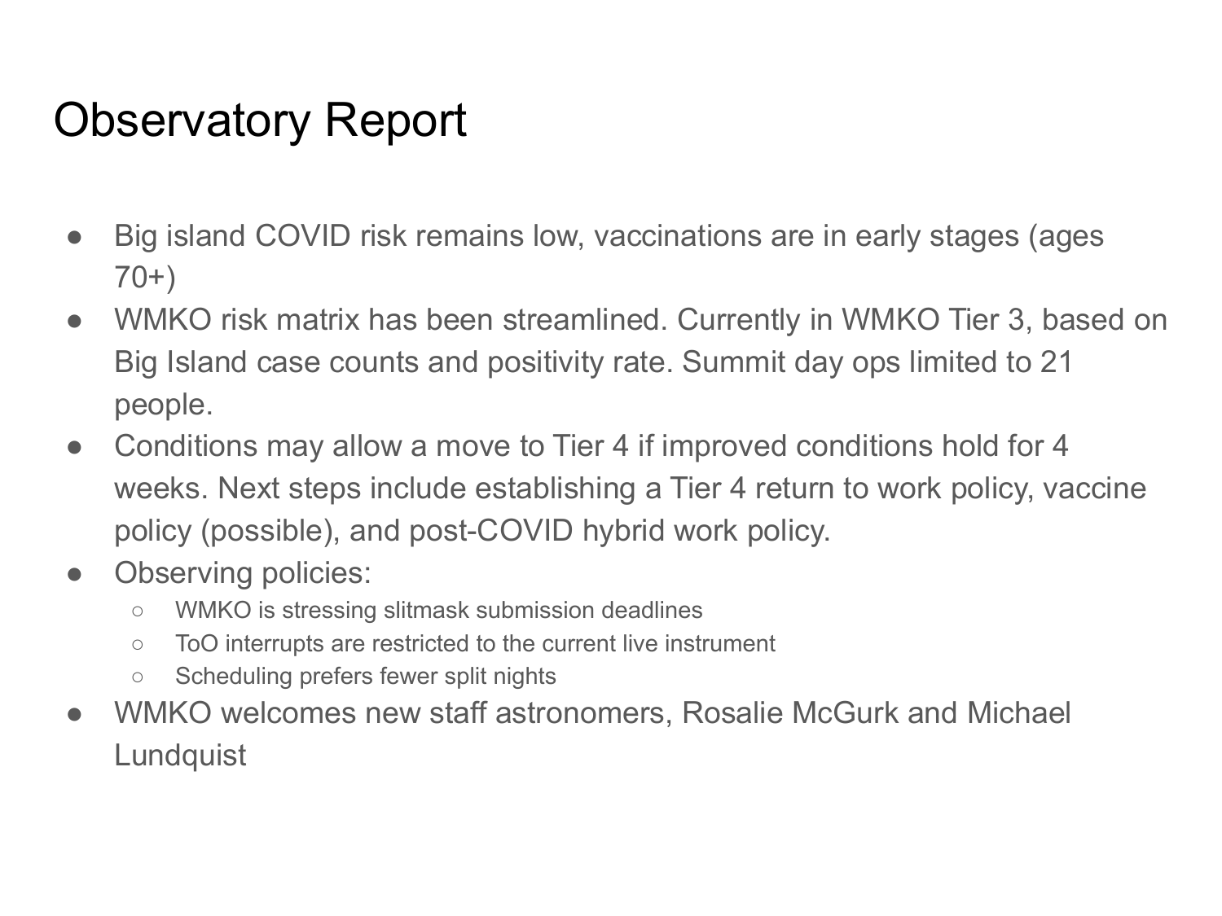# Observatory Report

- Big island COVID risk remains low, vaccinations are in early stages (ages 70+)
- WMKO risk matrix has been streamlined. Currently in WMKO Tier 3, based on Big Island case counts and positivity rate. Summit day ops limited to 21 people.
- Conditions may allow a move to Tier 4 if improved conditions hold for 4 weeks. Next steps include establishing a Tier 4 return to work policy, vaccine policy (possible), and post-COVID hybrid work policy.
- Observing policies:
  - WMKO is stressing slitmask submission deadlines
  - ToO interrupts are restricted to the current live instrument
  - Scheduling prefers fewer split nights
- WMKO welcomes new staff astronomers, Rosalie McGurk and Michael Lundquist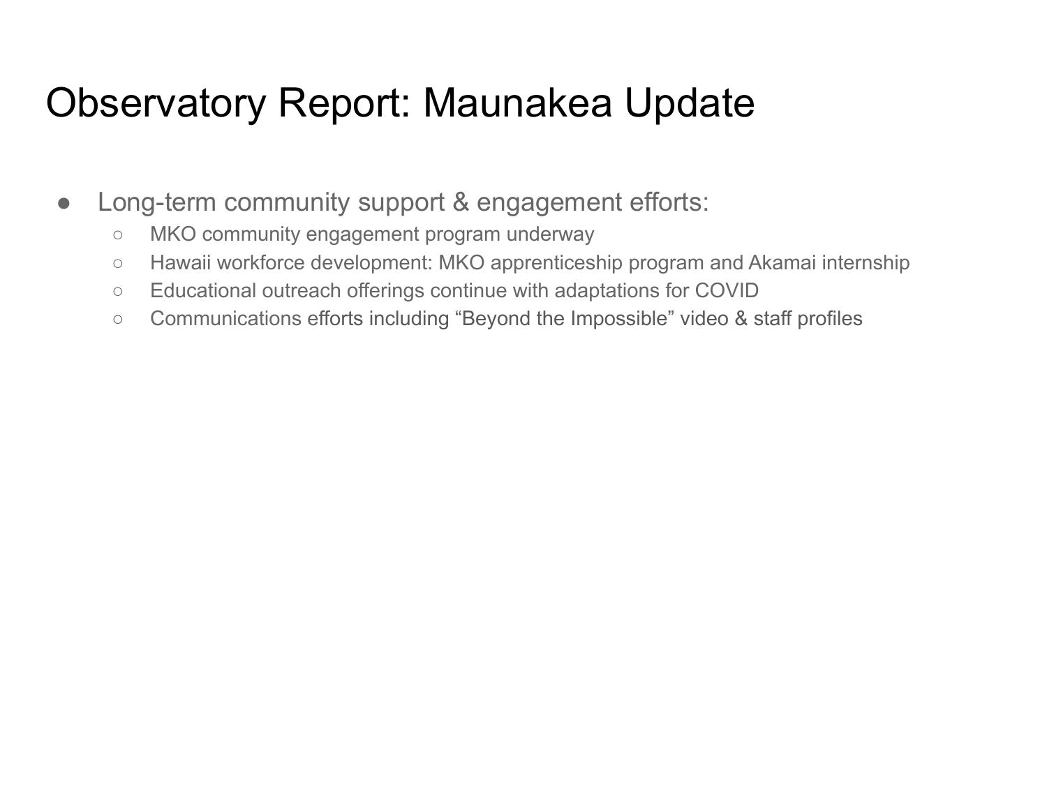# Observatory Report: Maunakea Update

- Long-term community support & engagement efforts:
  - MKO community engagement program underway
  - Hawaii workforce development: MKO apprenticeship program and Akamai internship
  - Educational outreach offerings continue with adaptations for COVID
  - Communications efforts including “Beyond the Impossible” video & staff profiles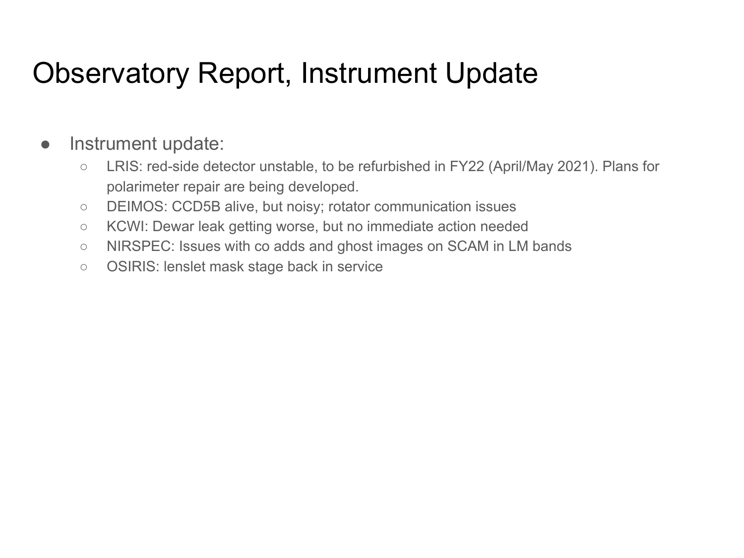# Observatory Report, Instrument Update

- Instrument update:
  - LRIS: red-side detector unstable, to be refurbished in FY22 (April/May 2021). Plans for polarimeter repair are being developed.
  - DEIMOS: CCD5B alive, but noisy; rotator communication issues
  - KCWI: Dewar leak getting worse, but no immediate action needed
  - NIRSPEC: Issues with co adds and ghost images on SCAM in LM bands
  - OSIRIS: lenslet mask stage back in service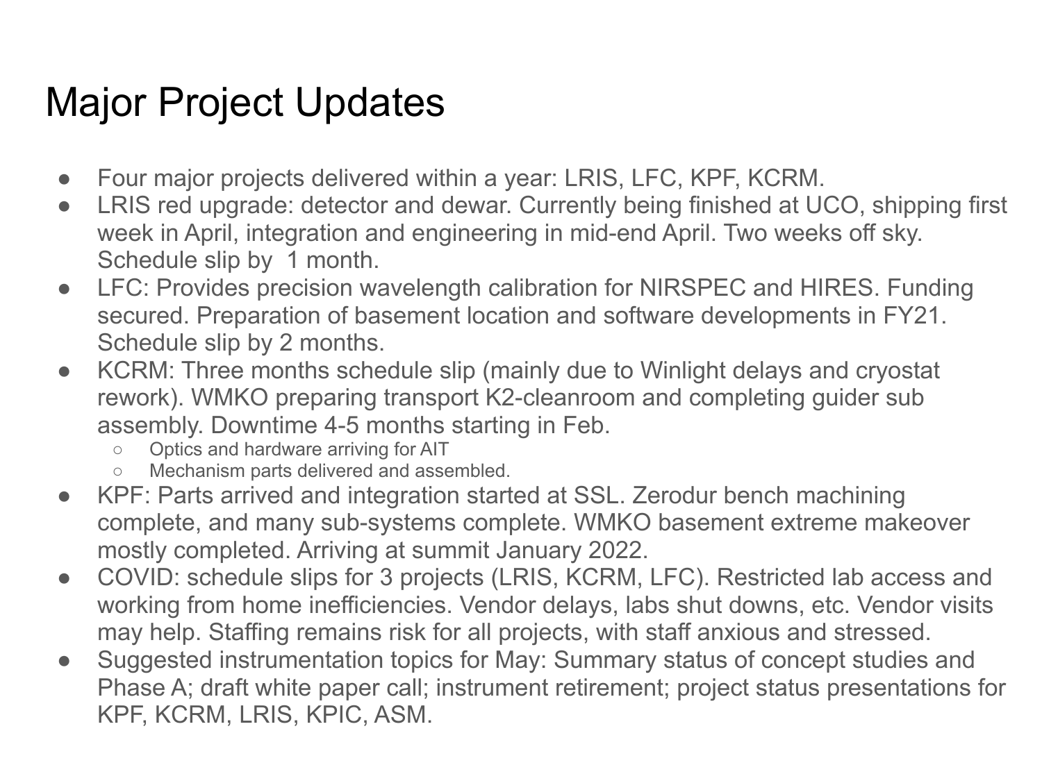# Major Project Updates

- Four major projects delivered within a year: LRIS, LFC, KPF, KCRM.
- LRIS red upgrade: detector and dewar. Currently being finished at UCO, shipping first week in April, integration and engineering in mid-end April. Two weeks off sky. Schedule slip by 1 month.
- LFC: Provides precision wavelength calibration for NIRSPEC and HIRES. Funding secured. Preparation of basement location and software developments in FY21. Schedule slip by 2 months.
- KCRM: Three months schedule slip (mainly due to Winlight delays and cryostat rework). WMKO preparing transport K2-cleanroom and completing guider sub assembly. Downtime 4-5 months starting in Feb.
  - Optics and hardware arriving for AIT
  - Mechanism parts delivered and assembled.
- KPF: Parts arrived and integration started at SSL. Zerodur bench machining complete, and many sub-systems complete. WMKO basement extreme makeover mostly completed. Arriving at summit January 2022.
- COVID: schedule slips for 3 projects (LRIS, KCRM, LFC). Restricted lab access and working from home inefficiencies. Vendor delays, labs shut downs, etc. Vendor visits may help. Staffing remains risk for all projects, with staff anxious and stressed.
- Suggested instrumentation topics for May: Summary status of concept studies and Phase A; draft white paper call; instrument retirement; project status presentations for KPF, KCRM, LRIS, KPIC, ASM.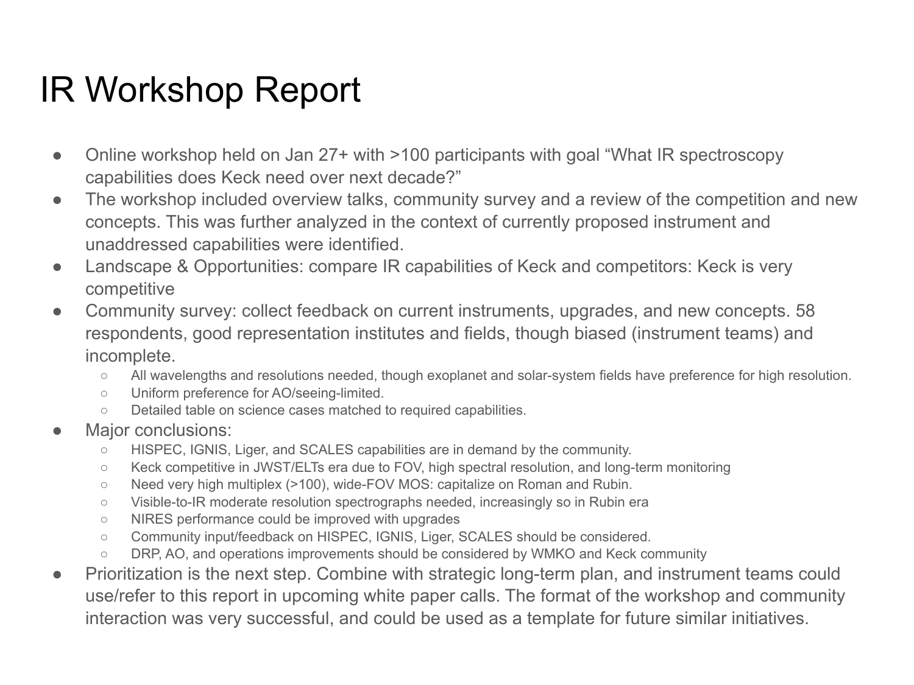# IR Workshop Report

- Online workshop held on Jan 27+ with >100 participants with goal "What IR spectroscopy capabilities does Keck need over next decade?"
- The workshop included overview talks, community survey and a review of the competition and new concepts. This was further analyzed in the context of currently proposed instrument and unaddressed capabilities were identified.
- Landscape & Opportunities: compare IR capabilities of Keck and competitors: Keck is very competitive
- Community survey: collect feedback on current instruments, upgrades, and new concepts. 58 respondents, good representation institutes and fields, though biased (instrument teams) and incomplete.
  - All wavelengths and resolutions needed, though exoplanet and solar-system fields have preference for high resolution.
  - Uniform preference for AO/seeing-limited.
  - Detailed table on science cases matched to required capabilities.
- Major conclusions:
  - HISPEC, IGNIS, Liger, and SCALES capabilities are in demand by the community.
  - Keck competitive in JWST/ELTs era due to FOV, high spectral resolution, and long-term monitoring
  - Need very high multiplex (>100), wide-FOV MOS: capitalize on Roman and Rubin.
  - Visible-to-IR moderate resolution spectrographs needed, increasingly so in Rubin era
  - NIRES performance could be improved with upgrades
  - Community input/feedback on HISPEC, IGNIS, Liger, SCALES should be considered.
  - DRP, AO, and operations improvements should be considered by WMKO and Keck community
- Prioritization is the next step. Combine with strategic long-term plan, and instrument teams could use/refer to this report in upcoming white paper calls. The format of the workshop and community interaction was very successful, and could be used as a template for future similar initiatives.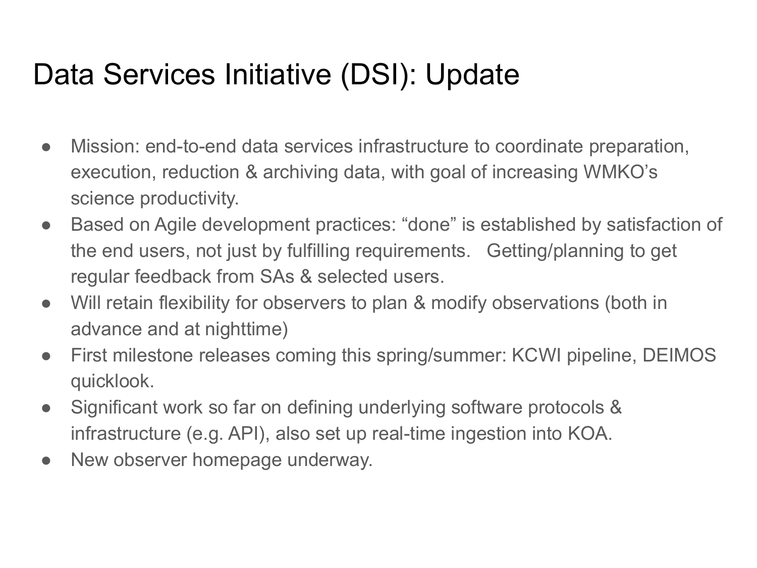# Data Services Initiative (DSI): Update

- Mission: end-to-end data services infrastructure to coordinate preparation, execution, reduction & archiving data, with goal of increasing WMKO's science productivity.
- Based on Agile development practices: "done" is established by satisfaction of the end users, not just by fulfilling requirements. Getting/planning to get regular feedback from SAs & selected users.
- Will retain flexibility for observers to plan & modify observations (both in advance and at nighttime)
- First milestone releases coming this spring/summer: KCWI pipeline, DEIMOS quicklook.
- Significant work so far on defining underlying software protocols & infrastructure (e.g. API), also set up real-time ingestion into KOA.
- New observer homepage underway.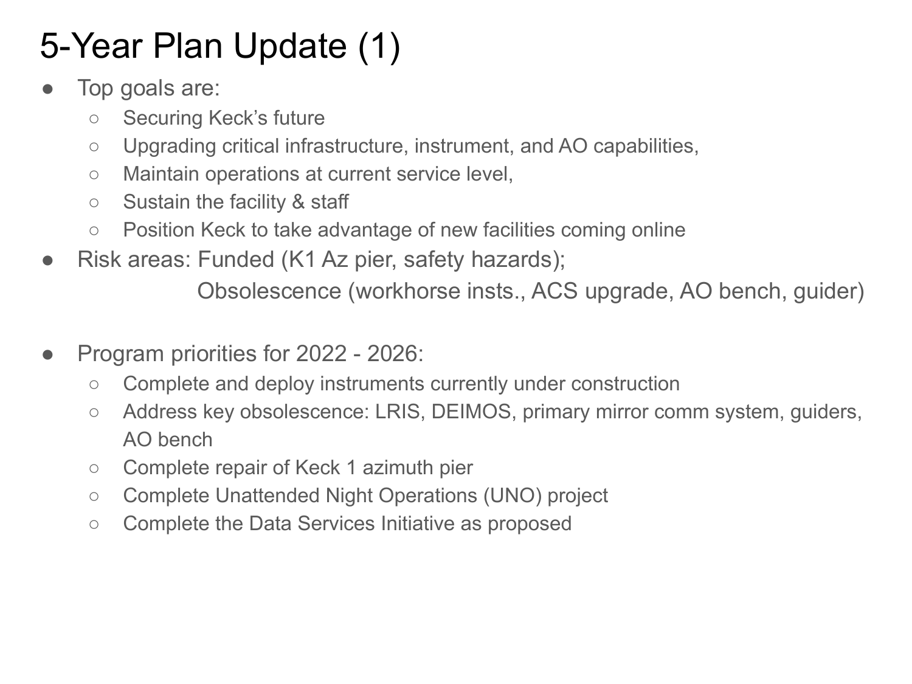# 5-Year Plan Update (1)

- Top goals are:
  - Securing Keck's future
  - Upgrading critical infrastructure, instrument, and AO capabilities,
  - Maintain operations at current service level,
  - Sustain the facility & staff
  - Position Keck to take advantage of new facilities coming online
- Risk areas: Funded (K1 Az pier, safety hazards);
  Obsolescence (workhorse insts., ACS upgrade, AO bench, guider)

- Program priorities for 2022 - 2026:
  - Complete and deploy instruments currently under construction
  - Address key obsolescence: LRIS, DEIMOS, primary mirror comm system, guiders, AO bench
  - Complete repair of Keck 1 azimuth pier
  - Complete Unattended Night Operations (UNO) project
  - Complete the Data Services Initiative as proposed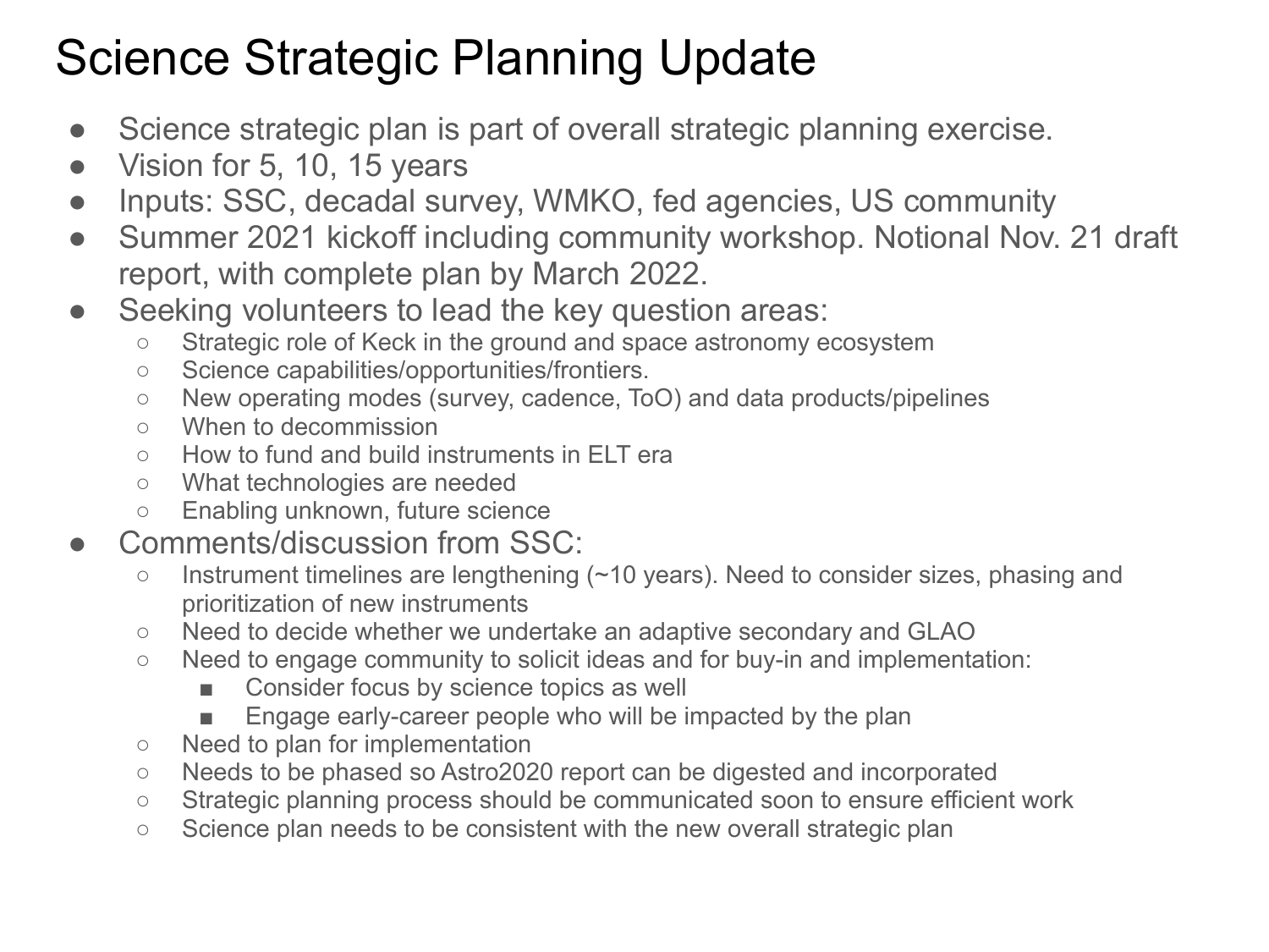# Science Strategic Planning Update

- Science strategic plan is part of overall strategic planning exercise.
- Vision for 5, 10, 15 years
- Inputs: SSC, decadal survey, WMKO, fed agencies, US community
- Summer 2021 kickoff including community workshop. Notional Nov. 21 draft report, with complete plan by March 2022.
- Seeking volunteers to lead the key question areas:
  - Strategic role of Keck in the ground and space astronomy ecosystem
  - Science capabilities/opportunities/frontiers.
  - New operating modes (survey, cadence, ToO) and data products/pipelines
  - When to decommission
  - How to fund and build instruments in ELT era
  - What technologies are needed
  - Enabling unknown, future science
- Comments/discussion from SSC:
  - Instrument timelines are lengthening (~10 years). Need to consider sizes, phasing and prioritization of new instruments
  - Need to decide whether we undertake an adaptive secondary and GLAO
  - Need to engage community to solicit ideas and for buy-in and implementation:
    - Consider focus by science topics as well
    - Engage early-career people who will be impacted by the plan
  - Need to plan for implementation
  - Needs to be phased so Astro2020 report can be digested and incorporated
  - Strategic planning process should be communicated soon to ensure efficient work
  - Science plan needs to be consistent with the new overall strategic plan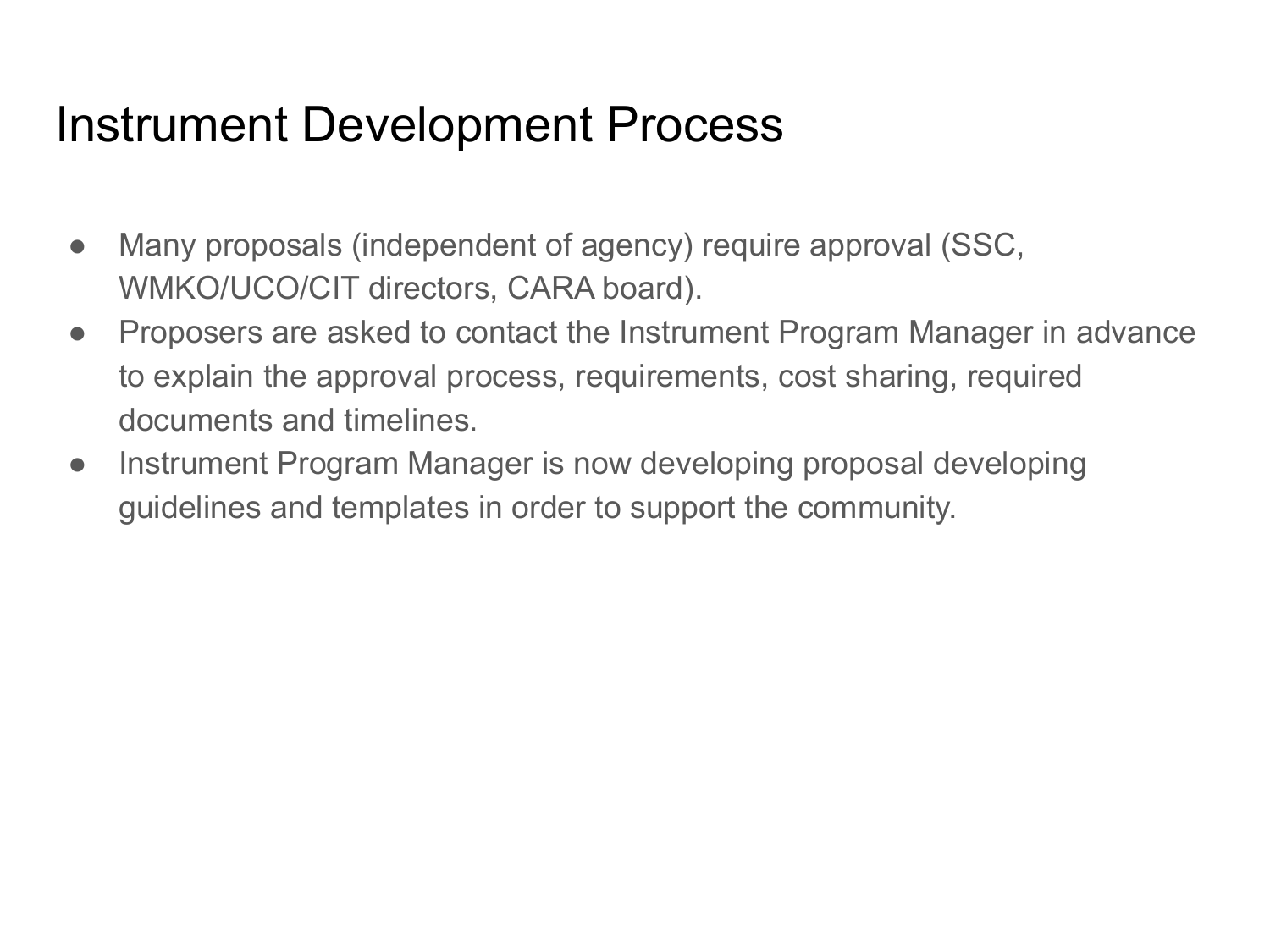# Instrument Development Process

- Many proposals (independent of agency) require approval (SSC, WMKO/UCO/CIT directors, CARA board).
- Proposers are asked to contact the Instrument Program Manager in advance to explain the approval process, requirements, cost sharing, required documents and timelines.
- Instrument Program Manager is now developing proposal developing guidelines and templates in order to support the community.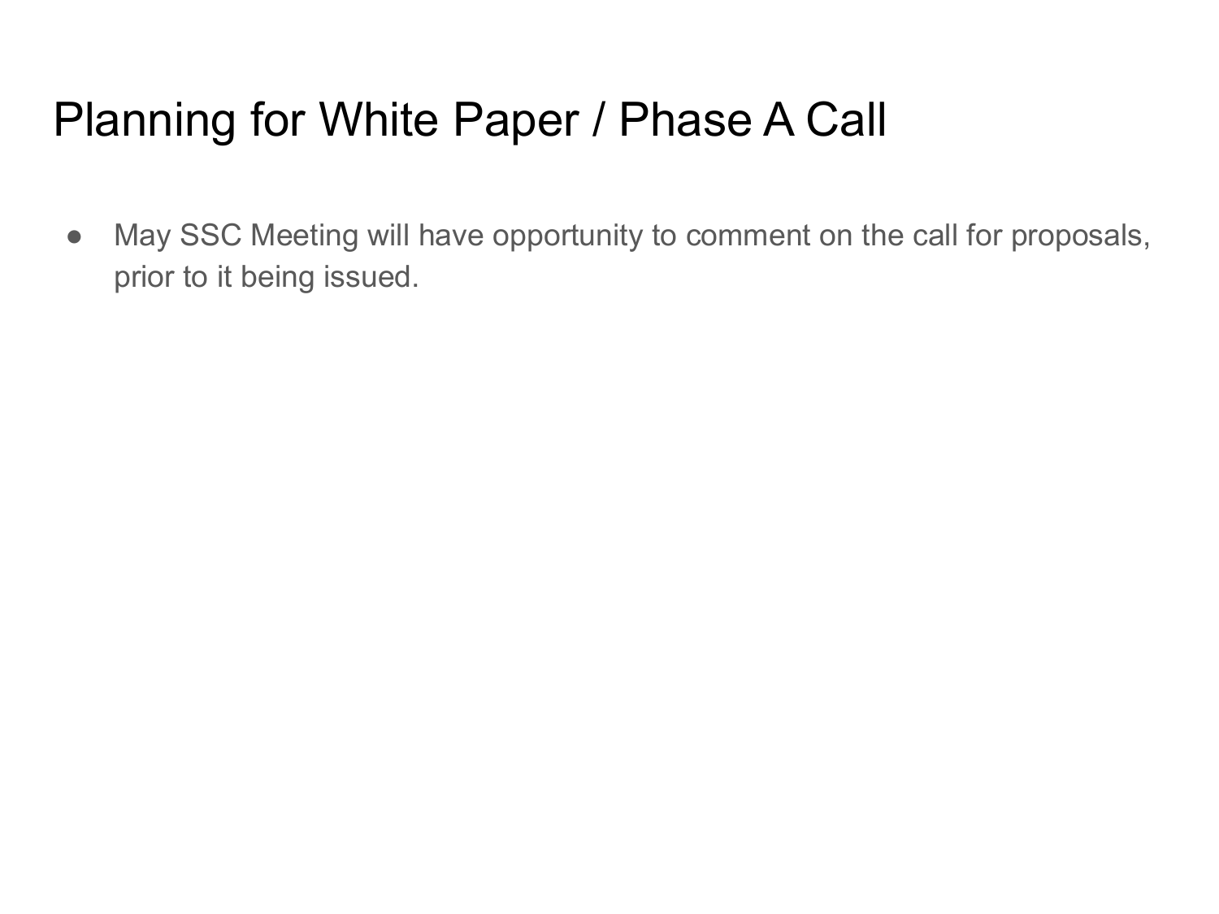# Planning for White Paper / Phase A Call

- May SSC Meeting will have opportunity to comment on the call for proposals, prior to it being issued.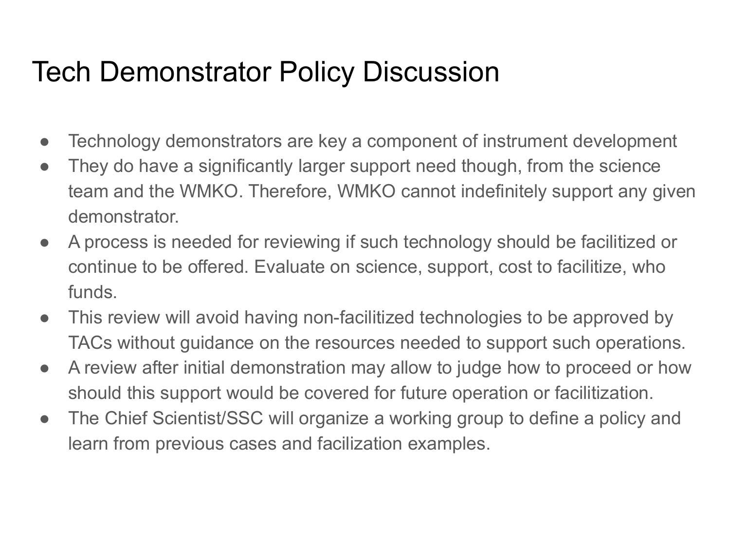# Tech Demonstrator Policy Discussion

- Technology demonstrators are key a component of instrument development
- They do have a significantly larger support need though, from the science team and the WMKO. Therefore, WMKO cannot indefinitely support any given demonstrator.
- A process is needed for reviewing if such technology should be facilitized or continue to be offered. Evaluate on science, support, cost to facilitize, who funds.
- This review will avoid having non-facilitized technologies to be approved by TACs without guidance on the resources needed to support such operations.
- A review after initial demonstration may allow to judge how to proceed or how should this support would be covered for future operation or facilitization.
- The Chief Scientist/SSC will organize a working group to define a policy and learn from previous cases and facilization examples.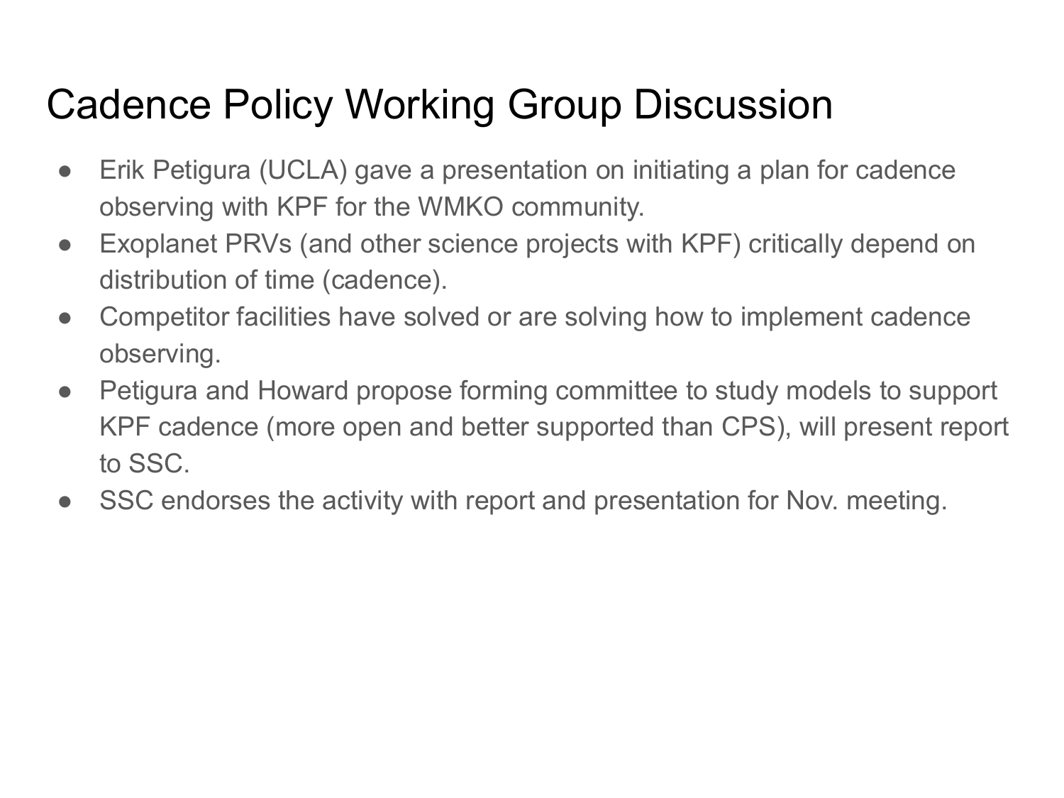# Cadence Policy Working Group Discussion

- Erik Petigura (UCLA) gave a presentation on initiating a plan for cadence observing with KPF for the WMKO community.
- Exoplanet PRVs (and other science projects with KPF) critically depend on distribution of time (cadence).
- Competitor facilities have solved or are solving how to implement cadence observing.
- Petigura and Howard propose forming committee to study models to support KPF cadence (more open and better supported than CPS), will present report to SSC.
- SSC endorses the activity with report and presentation for Nov. meeting.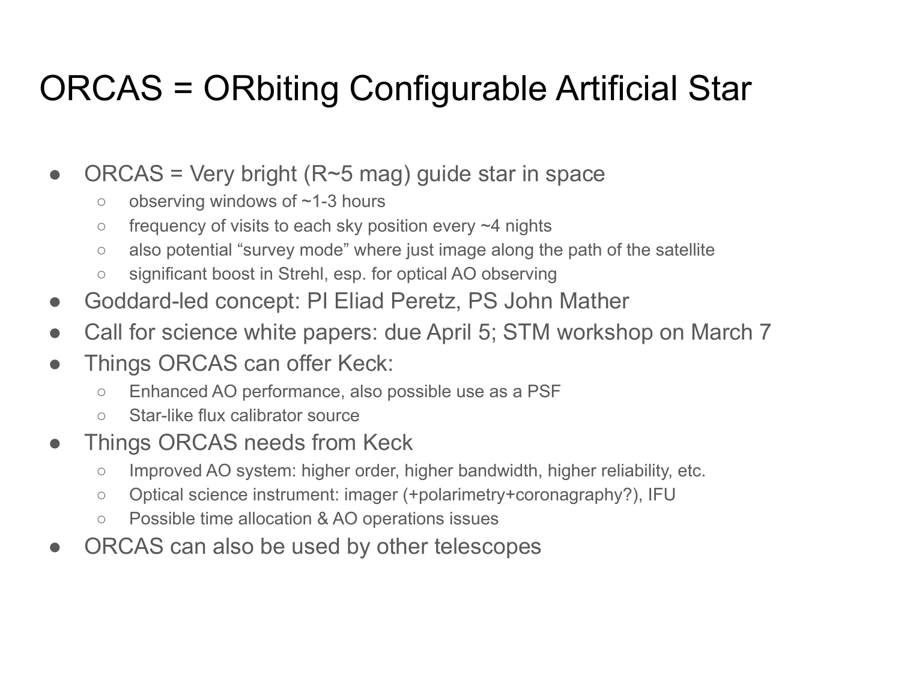# ORCAS = ORbiting Configurable Artificial Star

- ORCAS = Very bright (R~5 mag) guide star in space
  - observing windows of ~1-3 hours
  - frequency of visits to each sky position every ~4 nights
  - also potential "survey mode" where just image along the path of the satellite
  - significant boost in Strehl, esp. for optical AO observing
- Goddard-led concept: PI Eliad Peretz, PS John Mather
- Call for science white papers: due April 5; STM workshop on March 7
- Things ORCAS can offer Keck:
  - Enhanced AO performance, also possible use as a PSF
  - Star-like flux calibrator source
- Things ORCAS needs from Keck
  - Improved AO system: higher order, higher bandwidth, higher reliability, etc.
  - Optical science instrument: imager (+polarimetry+coronagraphy?), IFU
  - Possible time allocation & AO operations issues
- ORCAS can also be used by other telescopes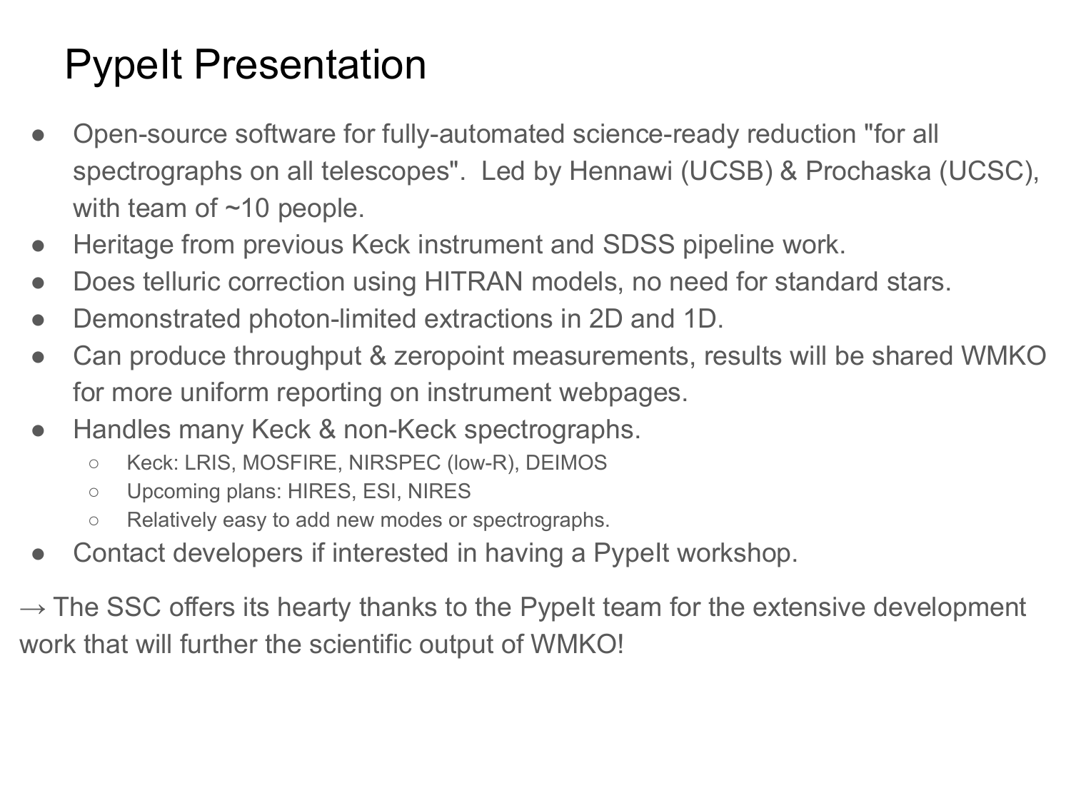# PypeIt Presentation

- Open-source software for fully-automated science-ready reduction "for all spectrographs on all telescopes". Led by Hennawi (UCSB) & Prochaska (UCSC), with team of ~10 people.
- Heritage from previous Keck instrument and SDSS pipeline work.
- Does telluric correction using HITRAN models, no need for standard stars.
- Demonstrated photon-limited extractions in 2D and 1D.
- Can produce throughput & zeropoint measurements, results will be shared WMKO for more uniform reporting on instrument webpages.
- Handles many Keck & non-Keck spectrographs.
  - Keck: LRIS, MOSFIRE, NIRSPEC (low-R), DEIMOS
  - Upcoming plans: HIRES, ESI, NIRES
  - Relatively easy to add new modes or spectrographs.
- Contact developers if interested in having a PypeIt workshop.

→ The SSC offers its hearty thanks to the PypeIt team for the extensive development work that will further the scientific output of WMKO!